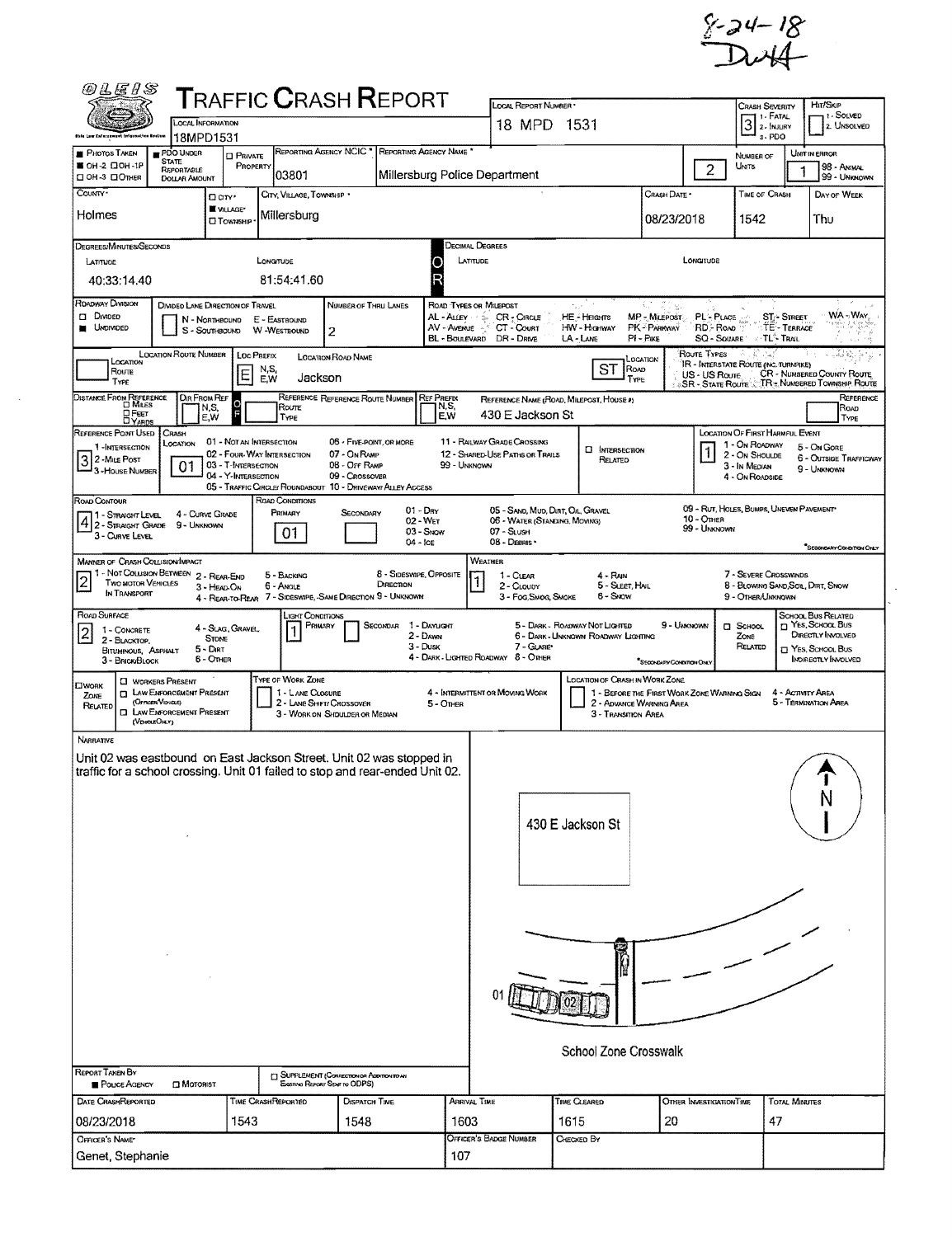8-24-18
DWA

# Traffic Crash Report

OLEIS — Ohio Law Enforcement Information System

| Field | Value |
|---|---|
| Local Information | 18MPD1531 |
| Local Report Number | 18 MPD 1531 |
| Crash Severity | 3 (1 - Fatal, 2 - Injury, 3 - PDO) |
| Hit/Skip | (1 - Solved, 2 - Unsolved) |
| Photos Taken | OH-2 |
| PDO Under State Reportable Dollar Amount | ■ |
| Private Property | ☐ |
| Reporting Agency NCIC | 03801 |
| Reporting Agency Name | Millersburg Police Department |
| Number of Units | 2 |
| Unit in Error | 1 (98 - Animal, 99 - Unknown) |
| County | Holmes |
| City, Village, Township | Village — Millersburg |
| Crash Date | 08/23/2018 |
| Time of Crash | 1542 |
| Day of Week | Thu |

## Location

| Field | Value |
|---|---|
| Latitude (Degrees/Minutes/Seconds) | 40:33:14.40 |
| Longitude (Degrees/Minutes/Seconds) | 81:54:41.60 |
| Roadway Division | Undivided |
| Number of Thru Lanes | 2 |
| Location Route Prefix | E |
| Location Road Name | Jackson |
| Location Road Type | ST |
| Reference Name (Road, Milepost, House #) | 430 E Jackson St |
| Reference Point Used | 3 - House Number |
| Crash Location | 01 - Not an Intersection |
| Location of First Harmful Event | 1 - On Roadway |
| Road Contour | 4 |
| Road Conditions — Primary | 01 - Dry |
| Manner of Crash Collision/Impact | 2 - Rear-End |
| Weather | 1 - Clear |
| Road Surface | 2 - Blacktop, Bituminous, Asphalt |
| Light Conditions — Primary | 1 - Daylight |

## Narrative

Unit 02 was eastbound on East Jackson Street. Unit 02 was stopped in traffic for a school crossing. Unit 01 failed to stop and rear-ended Unit 02.

Diagram labels: 430 E Jackson St; 01; 02; N; School Zone Crosswalk

## Report Details

| Field | Value |
|---|---|
| Report Taken By | Police Agency |
| Date Crash Reported | 08/23/2018 |
| Time Crash Reported | 1543 |
| Dispatch Time | 1548 |
| Arrival Time | 1603 |
| Time Cleared | 1615 |
| Other Investigation Time | 20 |
| Total Minutes | 47 |
| Officer's Name | Genet, Stephanie |
| Officer's Badge Number | 107 |
| Checked By | |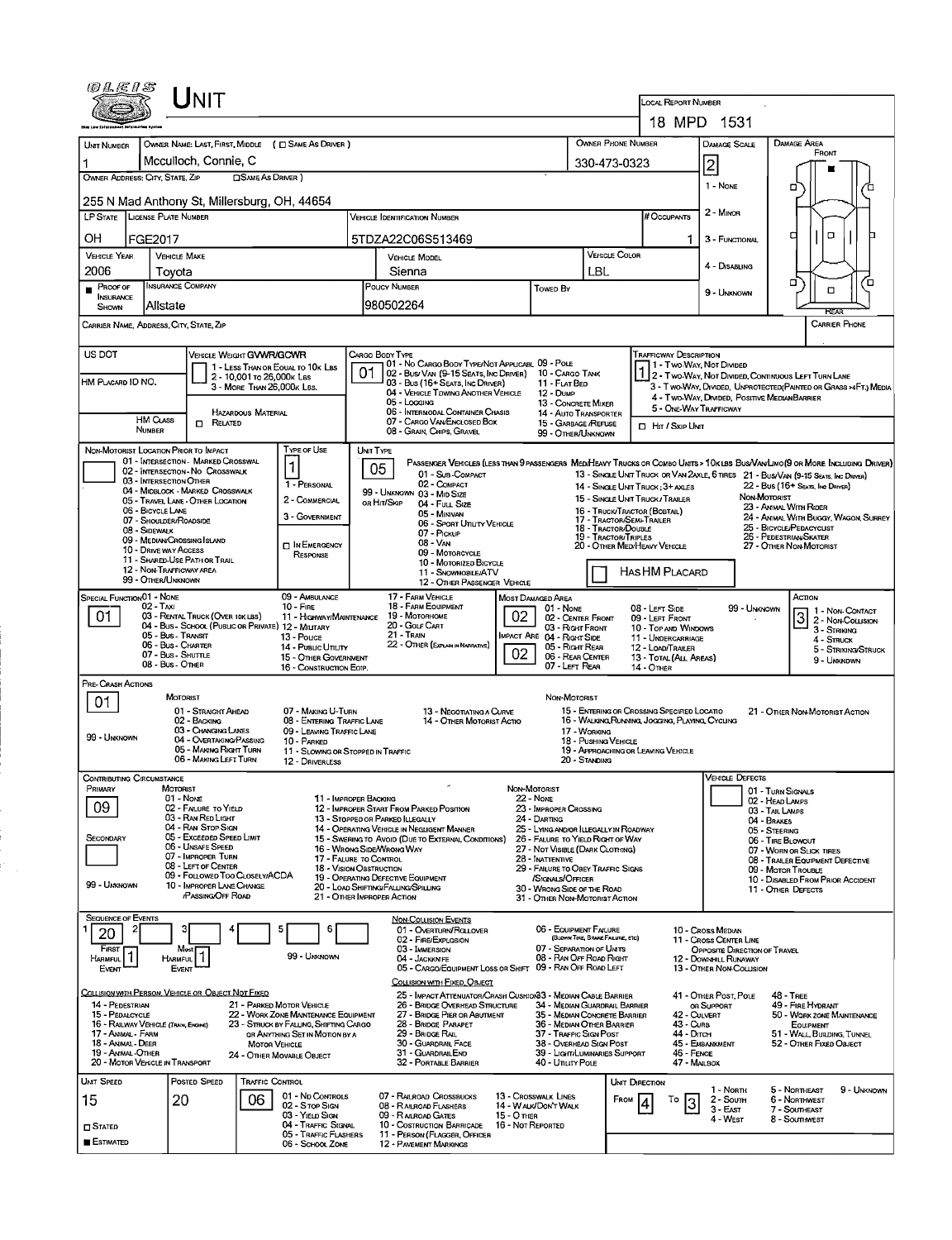# UNIT

**Local Report Number:** 18 MPD 1531

| Unit Number | Owner Name: Last, First, Middle (☐ Same as Driver) | Owner Phone Number | Damage Scale | Damage Area |
|---|---|---|---|---|
| 1 | Mcculloch, Connie, C | 330-473-0323 | 2 | Front |

**Owner Address: City, State, Zip** (☐ Same as Driver): 255 N Mad Anthony St, Millersburg, OH, 44654

Damage Scale: 1 - None; 2 - Minor; 3 - Functional; 4 - Disabling; 9 - Unknown

| LP State | License Plate Number | Vehicle Identification Number | # Occupants |
|---|---|---|---|
| OH | FGE2017 | 5TDZA22C06S513469 | 1 |

| Vehicle Year | Vehicle Make | Vehicle Model | Vehicle Color |
|---|---|---|---|
| 2006 | Toyota | Sienna | LBL |

| Proof of Insurance Shown | Insurance Company | Policy Number | Towed By |
|---|---|---|---|
| ■ | Allstate | 980502264 | |

Carrier Name, Address, City, State, Zip: 

Carrier Phone: 

**US DOT:** 

**HM Placard ID NO.:** 

**HM Class Number:** ☐ Related (Hazardous Material)

**Vehicle Weight GVWR/GCWR:** 1 - Less Than or Equal to 10k Lbs; 2 - 10,001 to 26,000k Lbs; 3 - More Than 26,000k Lbs.

**Cargo Body Type:** 01
01 - No Cargo Body Type/Not Applicable; 02 - Bus/Van (9-15 Seats, Inc Driver); 03 - Bus (16+ Seats, Inc Driver); 04 - Vehicle Towing Another Vehicle; 05 - Logging; 06 - Intermodal Container Chassis; 07 - Cargo Van/Enclosed Box; 08 - Grain, Chips, Gravel; 09 - Pole; 10 - Cargo Tank; 11 - Flat Bed; 12 - Dump; 13 - Concrete Mixer; 14 - Auto Transporter; 15 - Garbage/Refuse; 99 - Other/Unknown

**Trafficway Description:** 1
1 - Two-Way, Not Divided; 2 - Two-Way, Not Divided, Continuous Left Turn Lane; 3 - Two-Way, Divided, Unprotected (Painted or Grass >4Ft.) Media; 4 - Two-Way, Divided, Positive Median Barrier; 5 - One-Way Trafficway
☐ Hit / Skip Unit

**Non-Motorist Location Prior to Impact:** 
01 - Intersection - Marked Crosswalk; 02 - Intersection - No Crosswalk; 03 - Intersection Other; 04 - Midblock - Marked Crosswalk; 05 - Travel Lane - Other Location; 06 - Bicycle Lane; 07 - Shoulder/Roadside; 08 - Sidewalk; 09 - Median/Crossing Island; 10 - Drive Way Access; 11 - Shared-Use Path or Trail; 12 - Non-Trafficway Area; 99 - Other/Unknown

**Type of Use:** 1
1 - Personal; 2 - Commercial; 3 - Government; ☐ In Emergency Response

**Unit Type:** 05
Passenger Vehicles (Less than 9 passengers): 01 - Sub-Compact; 02 - Compact; 99 - Unknown 03 - Mid Size; or Hit/Skip 04 - Full Size; 05 - Minivan; 06 - Sport Utility Vehicle; 07 - Pickup; 08 - Van; 09 - Motorcycle; 10 - Motorized Bicycle; 11 - Snowmobile/ATV; 12 - Other Passenger Vehicle
Med/Heavy Trucks or Combo Units > 10k lbs: 13 - Single Unit Truck or Van 2axle, 6 Tires; 14 - Single Unit Truck; 3+ Axles; 15 - Single Unit Truck/Trailer; 16 - Truck/Tractor (Bobtail); 17 - Tractor/Semi-Trailer; 18 - Tractor/Double; 19 - Tractor/Triples; 20 - Other Med/Heavy Vehicle
Bus/Van/Limo (9 or More Including Driver): 21 - Bus/Van (9-15 Seats, Inc Driver); 22 - Bus (16+ Seats, Inc Driver)
Non-Motorist: 23 - Animal With Rider; 24 - Animal With Buggy, Wagon, Surrey; 25 - Bicycle/Pedacyclist; 26 - Pedestrian/Skater; 27 - Other Non-Motorist
☐ Has HM Placard

**Special Function:** 01
01 - None; 02 - Taxi; 03 - Rental Truck (Over 10k lbs); 04 - Bus - School (Public or Private); 05 - Bus - Transit; 06 - Bus - Charter; 07 - Bus - Shuttle; 08 - Bus - Other; 09 - Ambulance; 10 - Fire; 11 - Highway/Maintenance; 12 - Military; 13 - Police; 14 - Public Utility; 15 - Other Government; 16 - Construction Eqip.; 17 - Farm Vehicle; 18 - Farm Equipment; 19 - Motorhome; 20 - Golf Cart; 21 - Train; 22 - Other (Explain in Narrative)

**Most Damaged Area:** 02
**Impact Area:** 02
01 - None; 02 - Center Front; 03 - Right Front; 04 - Right Side; 05 - Right Rear; 06 - Rear Center; 07 - Left Rear; 08 - Left Side; 09 - Left Front; 10 - Top and Windows; 11 - Undercarriage; 12 - Load/Trailer; 13 - Total (All Areas); 14 - Other; 99 - Unknown

**Action:** 3
1 - Non-Contact; 2 - Non-Collision; 3 - Striking; 4 - Struck; 5 - Striking/Struck; 9 - Unknown

**Pre-Crash Actions:** 01
Motorist: 01 - Straight Ahead; 02 - Backing; 03 - Changing Lanes; 04 - Overtaking/Passing; 05 - Making Right Turn; 06 - Making Left Turn; 07 - Making U-Turn; 08 - Entering Traffic Lane; 09 - Leaving Traffic Lane; 10 - Parked; 11 - Slowing or Stopped in Traffic; 12 - Driverless; 13 - Negotiating a Curve; 14 - Other Motorist Actio
Non-Motorist: 15 - Entering or Crossing Specified Locatio; 16 - Walking, Running, Jogging, Playing, Cycling; 17 - Working; 18 - Pushing Vehicle; 19 - Approaching or Leaving Vehicle; 20 - Standing; 21 - Other Non-Motorist Action
99 - Unknown

**Contributing Circumstance:**
Primary: 09
Secondary: 
Motorist: 01 - None; 02 - Failure to Yield; 03 - Ran Red Light; 04 - Ran Stop Sign; 05 - Exceeded Speed Limit; 06 - Unsafe Speed; 07 - Improper Turn; 08 - Left of Center; 09 - Followed Too Closely/ACDA; 10 - Improper Lane Change /Passing/Off Road; 11 - Improper Backing; 12 - Improper Start From Parked Position; 13 - Stopped or Parked Illegally; 14 - Operating Vehicle in Negligent Manner; 15 - Swering to Avoid (Due to External Conditions); 16 - Wrong Side/Wrong Way; 17 - Failure to Control; 18 - Vision Obstruction; 19 - Operating Defective Equipment; 20 - Load Shifting/Falling/Spilling; 21 - Other Improper Action
Non-Motorist: 22 - None; 23 - Improper Crossing; 24 - Darting; 25 - Lying and/or Illegally in Roadway; 26 - Failure to Yield Right of Way; 27 - Not Visible (Dark Clothing); 28 - Inattentive; 29 - Failure to Obey Traffic Signs /Signals/Officer; 30 - Wrong Side of the Road; 31 - Other Non-Motorist Action
99 - Unknown

**Vehicle Defects:** 
01 - Turn Signals; 02 - Head Lamps; 03 - Tail Lamps; 04 - Brakes; 05 - Steering; 06 - Tire Blowout; 07 - Worn or Slick Tires; 08 - Trailer Equipment Defective; 09 - Motor Trouble; 10 - Disabled From Prior Accident; 11 - Other Defects

**Sequence of Events:**

| 1 | 2 | 3 | 4 | 5 | 6 |
|---|---|---|---|---|---|
| 20 | | | | | |

First Harmful Event: 1
Most Harmful Event: 1
99 - Unknown

Non-Collision Events: 01 - Overturn/Rollover; 02 - Fire/Explosion; 03 - Immersion; 04 - Jackknife; 05 - Cargo/Equipment Loss or Shift; 06 - Equipment Failure (Blown Tire, Brake Failure, etc); 07 - Separation of Units; 08 - Ran Off Road Right; 09 - Ran Off Road Left; 10 - Cross Median; 11 - Cross Center Line Opposite Direction of Travel; 12 - Downhill Runaway; 13 - Other Non-Collision

Collision with Person, Vehicle or Object Not Fixed: 14 - Pedestrian; 15 - Pedalcycle; 16 - Railway Vehicle (Train, Engine); 17 - Animal - Farm; 18 - Animal - Deer; 19 - Animal - Other; 20 - Motor Vehicle in Transport; 21 - Parked Motor Vehicle; 22 - Work Zone Maintenance Equipment; 23 - Struck by Falling, Shifting Cargo or Anything Set in Motion by a Motor Vehicle; 24 - Other Movable Object

Collision with Fixed, Object: 25 - Impact Attenuator/Crash Cushion; 26 - Bridge Overhead Structure; 27 - Bridge Pier or Abutment; 28 - Bridge Parapet; 29 - Bridge Rail; 30 - Guardrail Face; 31 - Guardrail End; 32 - Portable Barrier; 33 - Median Cable Barrier; 34 - Median Guardrail Barrier; 35 - Median Concrete Barrier; 36 - Median Other Barrier; 37 - Traffic Sign Post; 38 - Overhead Sign Post; 39 - Light/Luminaries Support; 40 - Utility Pole; 41 - Other Post, Pole or Support; 42 - Culvert; 43 - Curb; 44 - Ditch; 45 - Embankment; 46 - Fence; 47 - Mailbox; 48 - Tree; 49 - Fire Hydrant; 50 - Work Zone Maintenance Equipment; 51 - Wall, Building, Tunnel; 52 - Other Fixed Object

| Unit Speed | Posted Speed | Traffic Control | Unit Direction From | Unit Direction To |
|---|---|---|---|---|
| 15 | 20 | 06 | 4 | 3 |

☐ Stated
■ Estimated

Traffic Control: 01 - No Controls; 02 - Stop Sign; 03 - Yield Sign; 04 - Traffic Signal; 05 - Traffic Flashers; 06 - School Zone; 07 - Railroad Crossbucks; 08 - Railroad Flashers; 09 - Railroad Gates; 10 - Costruction Barricade; 11 - Person (Flagger, Officer); 12 - Pavement Markings; 13 - Crosswalk Lines; 14 - Walk/Don't Walk; 15 - Other; 16 - Not Reported

Unit Direction: 1 - North; 2 - South; 3 - East; 4 - West; 5 - Northeast; 6 - Northwest; 7 - Southeast; 8 - Southwest; 9 - Unknown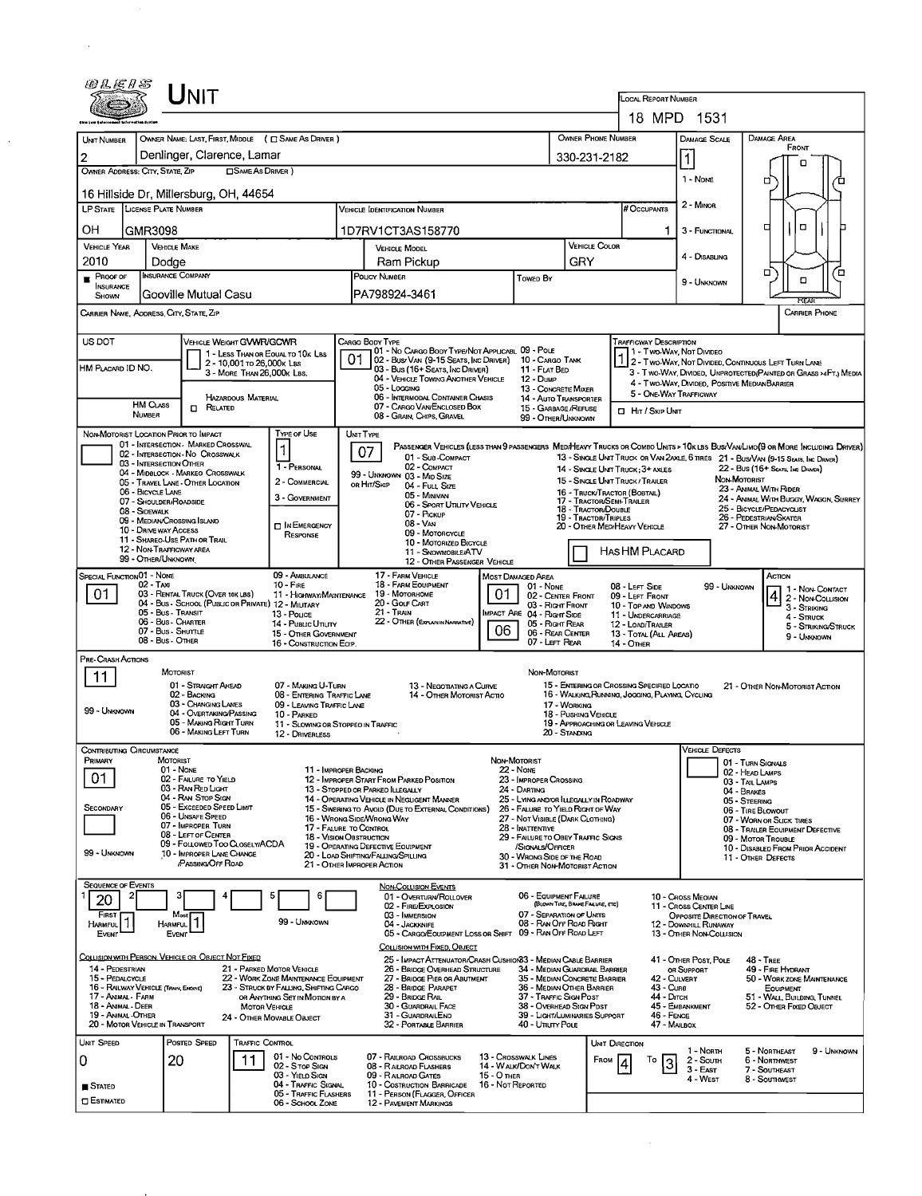# UNIT

**LOCAL REPORT NUMBER:** 18 MPD 1531

| UNIT NUMBER | OWNER NAME: LAST, FIRST, MIDDLE (☐ SAME AS DRIVER) | OWNER PHONE NUMBER | DAMAGE SCALE | DAMAGE AREA |
|---|---|---|---|---|
| 2 | Denlinger, Clarence, Lamar | 330-231-2182 | 1 | FRONT |

**OWNER ADDRESS: CITY, STATE, ZIP** (☐ SAME AS DRIVER): 16 Hillside Dr, Millersburg, OH, 44654

Damage Scale: 1 - NONE; 2 - MINOR; 3 - FUNCTIONAL; 4 - DISABLING; 9 - UNKNOWN

| LP STATE | LICENSE PLATE NUMBER | VEHICLE IDENTIFICATION NUMBER | # OCCUPANTS |
|---|---|---|---|
| OH | GMR3098 | 1D7RV1CT3AS158770 | 1 |

| VEHICLE YEAR | VEHICLE MAKE | VEHICLE MODEL | VEHICLE COLOR |
|---|---|---|---|
| 2010 | Dodge | Ram Pickup | GRY |

| ■ PROOF OF INSURANCE SHOWN | INSURANCE COMPANY | POLICY NUMBER | TOWED BY |
|---|---|---|---|
| | Gooville Mutual Casu | PA798924-3461 | |

CARRIER NAME, ADDRESS, CITY, STATE, ZIP | CARRIER PHONE

US DOT | HM PLACARD ID NO. | HM CLASS NUMBER | ☐ RELATED (HAZARDOUS MATERIAL)

**VEHICLE WEIGHT GVWR/GCWR:** 1 - LESS THAN OR EQUAL TO 10K LBS; 2 - 10,001 TO 26,000K LBS; 3 - MORE THAN 26,000K LBS.

**CARGO BODY TYPE:** 01
01 - NO CARGO BODY TYPE/NOT APPLICABLE; 02 - BUS/VAN (9-15 SEATS, INC DRIVER); 03 - BUS (16+ SEATS, INC DRIVER); 04 - VEHICLE TOWING ANOTHER VEHICLE; 05 - LOGGING; 06 - INTERMODAL CONTAINER CHASIS; 07 - CARGO VAN/ENCLOSED BOX; 08 - GRAIN, CHIPS, GRAVEL; 09 - POLE; 10 - CARGO TANK; 11 - FLAT BED; 12 - DUMP; 13 - CONCRETE MIXER; 14 - AUTO TRANSPORTER; 15 - GARBAGE/REFUSE; 99 - OTHER/UNKNOWN

**TRAFFICWAY DESCRIPTION:** 1
1 - TWO-WAY, NOT DIVIDED; 2 - TWO-WAY, NOT DIVIDED, CONTINUOUS LEFT TURN LANE; 3 - TWO-WAY, DIVIDED, UNPROTECTED (PAINTED OR GRASS >4FT.) MEDIA; 4 - TWO-WAY, DIVIDED, POSITIVE MEDIAN BARRIER; 5 - ONE-WAY TRAFFICWAY
☐ HIT / SKIP UNIT

**NON-MOTORIST LOCATION PRIOR TO IMPACT:** (blank)
01 - INTERSECTION - MARKED CROSSWAL; 02 - INTERSECTION - NO CROSSWALK; 03 - INTERSECTION OTHER; 04 - MIDBLOCK - MARKED CROSSWALK; 05 - TRAVEL LANE - OTHER LOCATION; 06 - BICYCLE LANE; 07 - SHOULDER/ROADSIDE; 08 - SIDEWALK; 09 - MEDIAN/CROSSING ISLAND; 10 - DRIVE WAY ACCESS; 11 - SHARED-USE PATH OR TRAIL; 12 - NON-TRAFFICWAY AREA; 99 - OTHER/UNKNOWN

**TYPE OF USE:** 1
1 - PERSONAL; 2 - COMMERCIAL; 3 - GOVERNMENT; ☐ IN EMERGENCY RESPONSE

**UNIT TYPE:** 07
PASSENGER VEHICLES (LESS THAN 9 PASSENGERS MED/HEAVY TRUCKS OR COMBO UNITS > 10K LBS BUS/VAN/LIMO (9 OR MORE INCLUDING DRIVER)
01 - SUB-COMPACT; 02 - COMPACT; 99 - UNKNOWN 03 - MID SIZE; OR HIT/SKIP 04 - FULL SIZE; 05 - MINIVAN; 06 - SPORT UTILITY VEHICLE; 07 - PICKUP; 08 - VAN; 09 - MOTORCYCLE; 10 - MOTORIZED BICYCLE; 11 - SNOWMOBILE/ATV; 12 - OTHER PASSENGER VEHICLE
13 - SINGLE UNIT TRUCK OR VAN 2AXLE, 6 TIRES; 14 - SINGLE UNIT TRUCK; 3+ AXLES; 15 - SINGLE UNIT TRUCK / TRAILER; 16 - TRUCK/TRACTOR (BOBTAIL); 17 - TRACTOR/SEMI-TRAILER; 18 - TRACTOR/DOUBLE; 19 - TRACTOR/TRIPLES; 20 - OTHER MED/HEAVY VEHICLE
21 - BUS/VAN (9-15 SEATS, INC DRIVER); 22 - BUS (16+ SEATS, INC DRIVER)
NON-MOTORIST: 23 - ANIMAL WITH RIDER; 24 - ANIMAL WITH BUGGY, WAGON, SURREY; 25 - BICYCLE/PEDACYCLIST; 26 - PEDESTRIAN/SKATER; 27 - OTHER NON-MOTORIST
☐ HAS HM PLACARD

**SPECIAL FUNCTION:** 01
01 - NONE; 02 - TAXI; 03 - RENTAL TRUCK (OVER 10K LBS); 04 - BUS - SCHOOL (PUBLIC OR PRIVATE); 05 - BUS - TRANSIT; 06 - BUS - CHARTER; 07 - BUS - SHUTTLE; 08 - BUS - OTHER; 09 - AMBULANCE; 10 - FIRE; 11 - HIGHWAY/MAINTENANCE; 12 - MILITARY; 13 - POLICE; 14 - PUBLIC UTILITY; 15 - OTHER GOVERNMENT; 16 - CONSTRUCTION EQIP.; 17 - FARM VEHICLE; 18 - FARM EQUIPMENT; 19 - MOTORHOME; 20 - GOLF CART; 21 - TRAIN; 22 - OTHER (EXPLAIN IN NARRATIVE)

**MOST DAMAGED AREA:** 01
**IMPACT ARE:** 06
01 - NONE; 02 - CENTER FRONT; 03 - RIGHT FRONT; 04 - RIGHT SIDE; 05 - RIGHT REAR; 06 - REAR CENTER; 07 - LEFT REAR; 08 - LEFT SIDE; 09 - LEFT FRONT; 10 - TOP AND WINDOWS; 11 - UNDERCARRIAGE; 12 - LOAD/TRAILER; 13 - TOTAL (ALL AREAS); 14 - OTHER; 99 - UNKNOWN

**ACTION:** 4
1 - NON-CONTACT; 2 - NON-COLLISION; 3 - STRIKING; 4 - STRUCK; 5 - STRIKING/STRUCK; 9 - UNKNOWN

**PRE-CRASH ACTIONS:** 11
MOTORIST: 01 - STRAIGHT AHEAD; 02 - BACKING; 03 - CHANGING LANES; 04 - OVERTAKING/PASSING; 05 - MAKING RIGHT TURN; 06 - MAKING LEFT TURN; 07 - MAKING U-TURN; 08 - ENTERING TRAFFIC LANE; 09 - LEAVING TRAFFIC LANE; 10 - PARKED; 11 - SLOWING OR STOPPED IN TRAFFIC; 12 - DRIVERLESS; 13 - NEGOTIATING A CURVE; 14 - OTHER MOTORIST ACTIO
NON-MOTORIST: 15 - ENTERING OR CROSSING SPECIFIED LOCATIO; 16 - WALKING, RUNNING, JOGGING, PLAYING, CYCLING; 17 - WORKING; 18 - PUSHING VEHICLE; 19 - APPROACHING OR LEAVING VEHICLE; 20 - STANDING; 21 - OTHER NON-MOTORIST ACTION
99 - UNKNOWN

**CONTRIBUTING CIRCUMSTANCE**
PRIMARY: 01
SECONDARY: (blank)
MOTORIST: 01 - NONE; 02 - FAILURE TO YIELD; 03 - RAN RED LIGHT; 04 - RAN STOP SIGN; 05 - EXCEEDED SPEED LIMIT; 06 - UNSAFE SPEED; 07 - IMPROPER TURN; 08 - LEFT OF CENTER; 09 - FOLLOWED TOO CLOSELY/ACDA; 10 - IMPROPER LANE CHANGE /PASSING/OFF ROAD; 11 - IMPROPER BACKING; 12 - IMPROPER START FROM PARKED POSITION; 13 - STOPPED OR PARKED ILLEGALLY; 14 - OPERATING VEHICLE IN NEGLIGENT MANNER; 15 - SWERING TO AVOID (DUE TO EXTERNAL CONDITIONS); 16 - WRONG SIDE/WRONG WAY; 17 - FAILURE TO CONTROL; 18 - VISION OBSTRUCTION; 19 - OPERATING DEFECTIVE EQUIPMENT; 20 - LOAD SHIFTING/FALLING/SPILLING; 21 - OTHER IMPROPER ACTION
NON-MOTORIST: 22 - NONE; 23 - IMPROPER CROSSING; 24 - DARTING; 25 - LYING AND/OR ILLEGALLY IN ROADWAY; 26 - FAILURE TO YIELD RIGHT OF WAY; 27 - NOT VISIBLE (DARK CLOTHING); 28 - INATTENTIVE; 29 - FAILURE TO OBEY TRAFFIC SIGNS /SIGNALS/OFFICER; 30 - WRONG SIDE OF THE ROAD; 31 - OTHER NON-MOTORIST ACTION
99 - UNKNOWN

**VEHICLE DEFECTS:** (blank)
01 - TURN SIGNALS; 02 - HEAD LAMPS; 03 - TAIL LAMPS; 04 - BRAKES; 05 - STEERING; 06 - TIRE BLOWOUT; 07 - WORN OR SLICK TIRES; 08 - TRAILER EQUIPMENT DEFECTIVE; 09 - MOTOR TROUBLE; 10 - DISABLED FROM PRIOR ACCIDENT; 11 - OTHER DEFECTS

**SEQUENCE OF EVENTS**

| 1 | 2 | 3 | 4 | 5 | 6 |
|---|---|---|---|---|---|
| 20 | | | | | |

FIRST HARMFUL EVENT: 1 | MOST HARMFUL EVENT: 1 | 99 - UNKNOWN

NON-COLLISION EVENTS: 01 - OVERTURN/ROLLOVER; 02 - FIRE/EXPLOSION; 03 - IMMERSION; 04 - JACKKNIFE; 05 - CARGO/EQUIPMENT LOSS OR SHIFT; 06 - EQUIPMENT FAILURE (BLOWN TIRE, BRAKE FAILURE, ETC); 07 - SEPARATION OF UNITS; 08 - RAN OFF ROAD RIGHT; 09 - RAN OFF ROAD LEFT; 10 - CROSS MEDIAN; 11 - CROSS CENTER LINE OPPOSITE DIRECTION OF TRAVEL; 12 - DOWNHILL RUNAWAY; 13 - OTHER NON-COLLISION

COLLISION WITH PERSON, VEHICLE OR OBJECT NOT FIXED: 14 - PEDESTRIAN; 15 - PEDALCYCLE; 16 - RAILWAY VEHICLE (TRAIN, ENGINE); 17 - ANIMAL - FARM; 18 - ANIMAL - DEER; 19 - ANIMAL - OTHER; 20 - MOTOR VEHICLE IN TRANSPORT; 21 - PARKED MOTOR VEHICLE; 22 - WORK ZONE MAINTENANCE EQUIPMENT; 23 - STRUCK BY FALLING, SHIFTING CARGO OR ANYTHING SET IN MOTION BY A MOTOR VEHICLE; 24 - OTHER MOVABLE OBJECT

COLLISION WITH FIXED, OBJECT: 25 - IMPACT ATTENUATOR/CRASH CUSHION; 26 - BRIDGE OVERHEAD STRUCTURE; 27 - BRIDGE PIER OR ABUTMENT; 28 - BRIDGE PARAPET; 29 - BRIDGE RAIL; 30 - GUARDRAIL FACE; 31 - GUARDRAILEND; 32 - PORTABLE BARRIER; 33 - MEDIAN CABLE BARRIER; 34 - MEDIAN GUARDRAIL BARRIER; 35 - MEDIAN CONCRETE BARRIER; 36 - MEDIAN OTHER BARRIER; 37 - TRAFFIC SIGN POST; 38 - OVERHEAD SIGN POST; 39 - LIGHT/LUMINARIES SUPPORT; 40 - UTILITY POLE; 41 - OTHER POST, POLE OR SUPPORT; 42 - CULVERT; 43 - CURB; 44 - DITCH; 45 - EMBANKMENT; 46 - FENCE; 47 - MAILBOX; 48 - TREE; 49 - FIRE HYDRANT; 50 - WORK ZONE MAINTENANCE EQUIPMENT; 51 - WALL, BUILDING, TUNNEL; 52 - OTHER FIXED OBJECT

| UNIT SPEED | POSTED SPEED | TRAFFIC CONTROL | UNIT DIRECTION |
|---|---|---|---|
| 0 | 20 | 11 | FROM 4 TO 3 |

■ STATED ☐ ESTIMATED

TRAFFIC CONTROL: 01 - NO CONTROLS; 02 - STOP SIGN; 03 - YIELD SIGN; 04 - TRAFFIC SIGNAL; 05 - TRAFFIC FLASHERS; 06 - SCHOOL ZONE; 07 - RAILROAD CROSSBUCKS; 08 - RAILROAD FLASHERS; 09 - RAILROAD GATES; 10 - COSTRUCTION BARRICADE; 11 - PERSON (FLAGGER, OFFICER; 12 - PAVEMENT MARKINGS; 13 - CROSSWALK LINES; 14 - WALK/DON'T WALK; 15 - OTHER; 16 - NOT REPORTED

UNIT DIRECTION: 1 - NORTH; 2 - SOUTH; 3 - EAST; 4 - WEST; 5 - NORTHEAST; 6 - NORTHWEST; 7 - SOUTHEAST; 8 - SOUTHWEST; 9 - UNKNOWN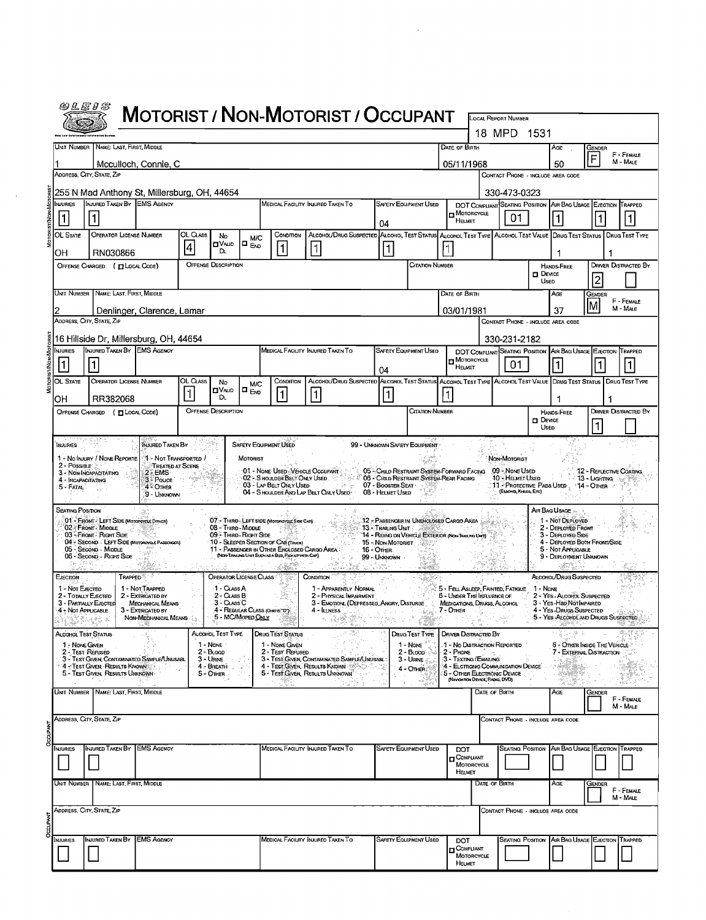# MOTORIST / NON-MOTORIST / OCCUPANT

OLEIS

| LOCAL REPORT NUMBER |
|---|
| 18 MPD 1531 |

## MOTORIST/NON-MOTORIST

| UNIT NUMBER | NAME: LAST, FIRST, MIDDLE | DATE OF BIRTH | AGE | GENDER (F - FEMALE, M - MALE) |
|---|---|---|---|---|
| 1 | Mcculloch, Connie, C | 05/11/1968 | 50 | F |

| ADDRESS, CITY, STATE, ZIP | CONTACT PHONE - INCLUDE AREA CODE |
|---|---|
| 255 N Mad Anthony St, Millersburg, OH, 44654 | 330-473-0323 |

| INJURIES | INJURED TAKEN BY | EMS AGENCY | MEDICAL FACILITY INJURED TAKEN TO | SAFETY EQUIPMENT USED | DOT COMPLIANT MOTORCYCLE HELMET | SEATING POSITION | AIR BAG USAGE | EJECTION | TRAPPED |
|---|---|---|---|---|---|---|---|---|---|
| 1 | 1 | | | 04 | | 01 | 1 | 1 | 1 |

| OL STATE | OPERATOR LICENSE NUMBER | OL CLASS | NO VALID DL | M/C END | CONDITION | ALCOHOL/DRUG SUSPECTED | ALCOHOL TEST STATUS | ALCOHOL TEST TYPE | ALCOHOL TEST VALUE | DRUG TEST STATUS | DRUG TEST TYPE |
|---|---|---|---|---|---|---|---|---|---|---|---|
| OH | RN030866 | 4 | | | 1 | 1 | 1 | 1 | | 1 | 1 |

| OFFENSE CHARGED ( LOCAL CODE) | OFFENSE DESCRIPTION | CITATION NUMBER | HANDS-FREE DEVICE USED | DRIVER DISTRACTED BY |
|---|---|---|---|---|
| | | | | 2 |

| UNIT NUMBER | NAME: LAST, FIRST, MIDDLE | DATE OF BIRTH | AGE | GENDER (F - FEMALE, M - MALE) |
|---|---|---|---|---|
| 2 | Denlinger, Clarence, Lamar | 03/01/1981 | 37 | M |

| ADDRESS, CITY, STATE, ZIP | CONTACT PHONE - INCLUDE AREA CODE |
|---|---|
| 16 Hillside Dr, Millersburg, OH, 44654 | 330-231-2182 |

| INJURIES | INJURED TAKEN BY | EMS AGENCY | MEDICAL FACILITY INJURED TAKEN TO | SAFETY EQUIPMENT USED | DOT COMPLIANT MOTORCYCLE HELMET | SEATING POSITION | AIR BAG USAGE | EJECTION | TRAPPED |
|---|---|---|---|---|---|---|---|---|---|
| 1 | 1 | | | 04 | | 01 | 1 | 1 | 1 |

| OL STATE | OPERATOR LICENSE NUMBER | OL CLASS | NO VALID DL | M/C END | CONDITION | ALCOHOL/DRUG SUSPECTED | ALCOHOL TEST STATUS | ALCOHOL TEST TYPE | ALCOHOL TEST VALUE | DRUG TEST STATUS | DRUG TEST TYPE |
|---|---|---|---|---|---|---|---|---|---|---|---|
| OH | RR382068 | 1 | | | 1 | 1 | 1 | 1 | | 1 | 1 |

| OFFENSE CHARGED ( LOCAL CODE) | OFFENSE DESCRIPTION | CITATION NUMBER | HANDS-FREE DEVICE USED | DRIVER DISTRACTED BY |
|---|---|---|---|---|
| | | | | 1 |

## Codes

**INJURIES**
1 - No Injury / None Reported
2 - Possible
3 - Non-Incapacitating
4 - Incapacitating
5 - Fatal

**INJURED TAKEN BY**
1 - Not Transported / Treated at Scene
2 - EMS
3 - Police
4 - Other
9 - Unknown

**SAFETY EQUIPMENT USED** — 99 - Unknown Safety Equipment

Motorist:
01 - None Used - Vehicle Occupant
02 - Shoulder Belt Only Used
03 - Lap Belt Only Used
04 - Shoulder And Lap Belt Only Used
05 - Child Restraint System-Forward Facing
06 - Child Restraint System-Rear Facing
07 - Booster Seat
08 - Helmet Used

Non-Motorist:
09 - None Used
10 - Helmet Used
11 - Protective Pads Used (Elbows, Knees, Etc)
12 - Reflective Coating
13 - Lighting
14 - Other

**SEATING POSITION**
01 - Front - Left Side (Motorcycle Driver)
02 - Front - Middle
03 - Front - Right Side
04 - Second - Left Side (Motorcycle Passenger)
05 - Second - Middle
06 - Second - Right Side
07 - Third - Left Side (Motorcycle Side Car)
08 - Third - Middle
09 - Third - Right Side
10 - Sleeper Section of Cab (Truck)
11 - Passenger in Other Enclosed Cargo Area (Non-Trailing Unit Such as a Bus, Pick-up with Cap)
12 - Passenger in Unenclosed Cargo Area
13 - Trailing Unit
14 - Riding on Vehicle Exterior (Non-Trailing Unit)
15 - Non-Motorist
16 - Other
99 - Unknown

**AIR BAG USAGE**
1 - Not Deployed
2 - Deployed Front
3 - Deployed Side
4 - Deployed Both Front/Side
5 - Not Applicable
9 - Deployment Unknown

**EJECTION**
1 - Not Ejected
2 - Totally Ejected
3 - Partially Ejected
4 - Not Applicable

**TRAPPED**
1 - Not Trapped
2 - Extricated by Mechanical Means
3 - Extricated by Non-Mechanical Means

**OPERATOR LICENSE CLASS**
1 - Class A
2 - Class B
3 - Class C
4 - Regular Class (Ohio is "D")
5 - MC/Moped Only

**CONDITION**
1 - Apparently Normal
2 - Physical Impairment
3 - Emotional (Depressed, Angry, Disturbed)
4 - Illness
5 - Fell Asleep, Fainted, Fatigue
6 - Under The Influence of Medications, Drugs, Alcohol
7 - Other

**ALCOHOL/DRUG SUSPECTED**
1 - None
2 - Yes - Alcohol Suspected
3 - Yes - HBD Not Impaired
4 - Yes - Drugs Suspected
5 - Yes - Alcohol and Drugs Suspected

**ALCOHOL TEST STATUS**
1 - None Given
2 - Test Refused
3 - Test Given, Contaminated Sample/Unusabl
4 - Test Given, Results Known
5 - Test Given, Results Unknown

**ALCOHOL TEST TYPE**
1 - None
2 - Blood
3 - Urine
4 - Breath
5 - Other

**DRUG TEST STATUS**
1 - None Given
2 - Test Refused
3 - Test Given, Contaminated Sample/Unusabl
4 - Test Given, Results Known
5 - Test Given, Results Unknown

**DRUG TEST TYPE**
1 - None
2 - Blood
3 - Urine
4 - Other

**DRIVER DISTRACTED BY**
1 - No Distraction Reported
2 - Phone
3 - Texting / Emailing
4 - Electronic Communication Device
5 - Other Electronic Device (Navigation Device, Radio, DVD)
6 - Other Inside The Vehicle
7 - External Distraction

## OCCUPANT

| UNIT NUMBER | NAME: LAST, FIRST, MIDDLE | DATE OF BIRTH | AGE | GENDER (F - FEMALE, M - MALE) |
|---|---|---|---|---|
| | | | | |

| ADDRESS, CITY, STATE, ZIP | CONTACT PHONE - INCLUDE AREA CODE |
|---|---|
| | |

| INJURIES | INJURED TAKEN BY | EMS AGENCY | MEDICAL FACILITY INJURED TAKEN TO | SAFETY EQUIPMENT USED | DOT COMPLIANT MOTORCYCLE HELMET | SEATING POSITION | AIR BAG USAGE | EJECTION | TRAPPED |
|---|---|---|---|---|---|---|---|---|---|
| | | | | | | | | | |

## OCCUPANT

| UNIT NUMBER | NAME: LAST, FIRST, MIDDLE | DATE OF BIRTH | AGE | GENDER (F - FEMALE, M - MALE) |
|---|---|---|---|---|
| | | | | |

| ADDRESS, CITY, STATE, ZIP | CONTACT PHONE - INCLUDE AREA CODE |
|---|---|
| | |

| INJURIES | INJURED TAKEN BY | EMS AGENCY | MEDICAL FACILITY INJURED TAKEN TO | SAFETY EQUIPMENT USED | DOT COMPLIANT MOTORCYCLE HELMET | SEATING POSITION | AIR BAG USAGE | EJECTION | TRAPPED |
|---|---|---|---|---|---|---|---|---|---|
| | | | | | | | | | |